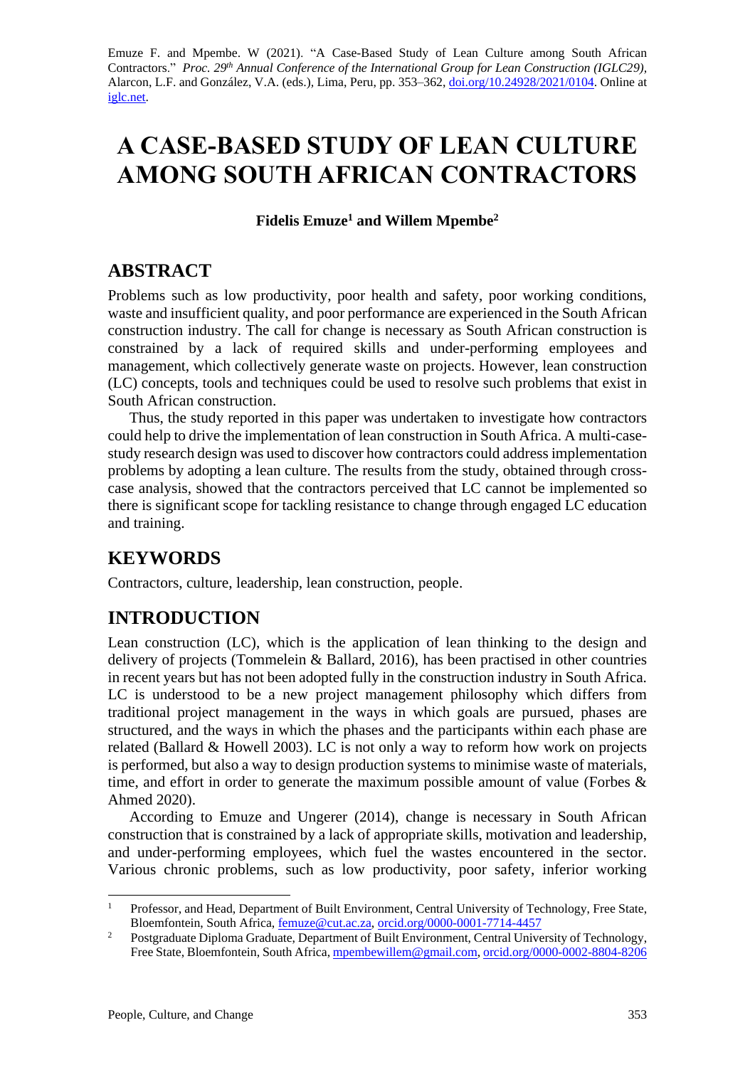Emuze F. and Mpembe. W (2021). "A Case-Based Study of Lean Culture among South African Contractors." *Proc. 29th Annual Conference of the International Group for Lean Construction (IGLC29),* Alarcon, L.F. and González, V.A. (eds.), Lima, Peru, pp. 353–362, doi.org/10.24928/2021/0104. Online at iglc.net.

# A CASE-BASED STUDY OF LEAN CULTURE AMONG SOUTH AFRICAN CONTRACTORS

**Fidelis Emuze[1] and Willem Mpembe[2]**

## ABSTRACT

Problems such as low productivity, poor health and safety, poor working conditions, waste and insufficient quality, and poor performance are experienced in the South African construction industry. The call for change is necessary as South African construction is constrained by a lack of required skills and under-performing employees and management, which collectively generate waste on projects. However, lean construction (LC) concepts, tools and techniques could be used to resolve such problems that exist in South African construction.

Thus, the study reported in this paper was undertaken to investigate how contractors could help to drive the implementation of lean construction in South Africa. A multi-case-study research design was used to discover how contractors could address implementation problems by adopting a lean culture. The results from the study, obtained through cross-case analysis, showed that the contractors perceived that LC cannot be implemented so there is significant scope for tackling resistance to change through engaged LC education and training.

## KEYWORDS

Contractors, culture, leadership, lean construction, people.

## INTRODUCTION

Lean construction (LC), which is the application of lean thinking to the design and delivery of projects (Tommelein & Ballard, 2016), has been practised in other countries in recent years but has not been adopted fully in the construction industry in South Africa. LC is understood to be a new project management philosophy which differs from traditional project management in the ways in which goals are pursued, phases are structured, and the ways in which the phases and the participants within each phase are related (Ballard & Howell 2003). LC is not only a way to reform how work on projects is performed, but also a way to design production systems to minimise waste of materials, time, and effort in order to generate the maximum possible amount of value (Forbes & Ahmed 2020).

According to Emuze and Ungerer (2014), change is necessary in South African construction that is constrained by a lack of appropriate skills, motivation and leadership, and under-performing employees, which fuel the wastes encountered in the sector. Various chronic problems, such as low productivity, poor safety, inferior working

---

[1] Professor, and Head, Department of Built Environment, Central University of Technology, Free State, Bloemfontein, South Africa, femuze@cut.ac.za, orcid.org/0000-0001-7714-4457

[2] Postgraduate Diploma Graduate, Department of Built Environment, Central University of Technology, Free State, Bloemfontein, South Africa, mpembewillem@gmail.com, orcid.org/0000-0002-8804-8206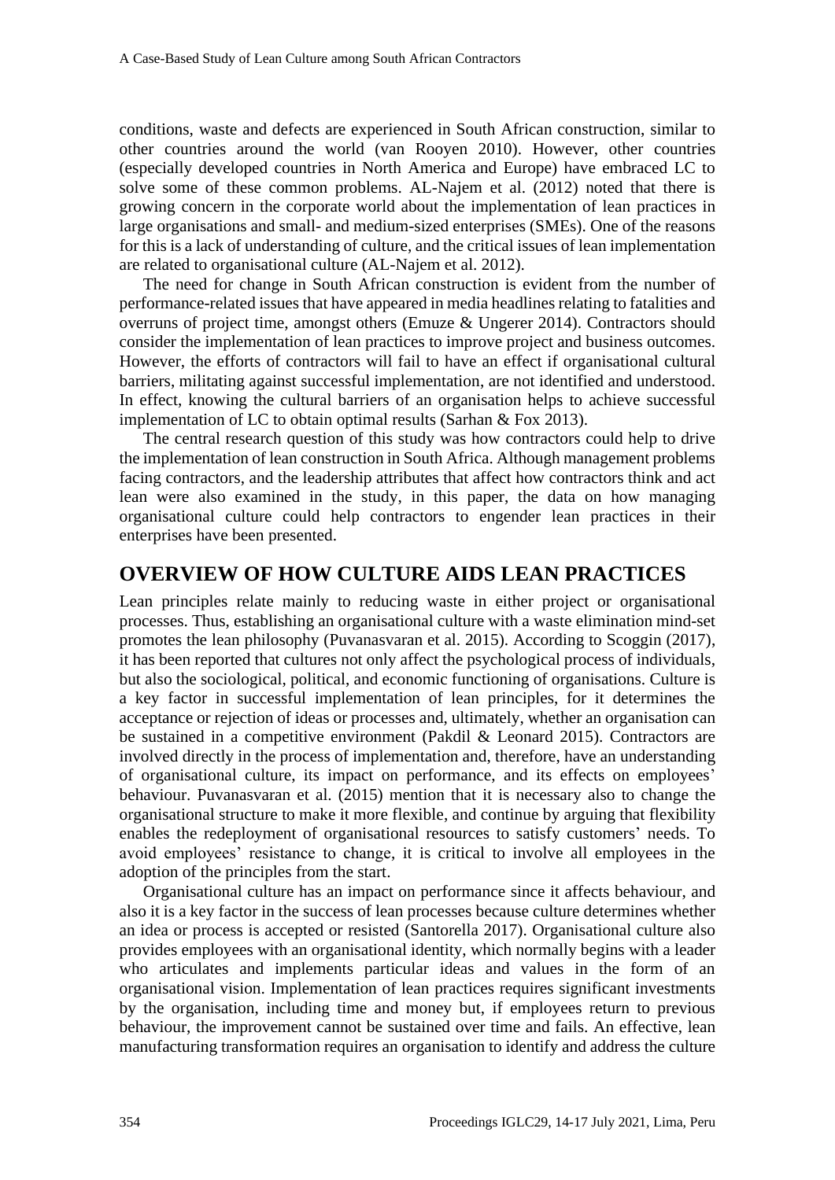conditions, waste and defects are experienced in South African construction, similar to other countries around the world (van Rooyen 2010). However, other countries (especially developed countries in North America and Europe) have embraced LC to solve some of these common problems. AL-Najem et al. (2012) noted that there is growing concern in the corporate world about the implementation of lean practices in large organisations and small- and medium-sized enterprises (SMEs). One of the reasons for this is a lack of understanding of culture, and the critical issues of lean implementation are related to organisational culture (AL-Najem et al. 2012).

The need for change in South African construction is evident from the number of performance-related issues that have appeared in media headlines relating to fatalities and overruns of project time, amongst others (Emuze & Ungerer 2014). Contractors should consider the implementation of lean practices to improve project and business outcomes. However, the efforts of contractors will fail to have an effect if organisational cultural barriers, militating against successful implementation, are not identified and understood. In effect, knowing the cultural barriers of an organisation helps to achieve successful implementation of LC to obtain optimal results (Sarhan & Fox 2013).

The central research question of this study was how contractors could help to drive the implementation of lean construction in South Africa. Although management problems facing contractors, and the leadership attributes that affect how contractors think and act lean were also examined in the study, in this paper, the data on how managing organisational culture could help contractors to engender lean practices in their enterprises have been presented.

## OVERVIEW OF HOW CULTURE AIDS LEAN PRACTICES

Lean principles relate mainly to reducing waste in either project or organisational processes. Thus, establishing an organisational culture with a waste elimination mind-set promotes the lean philosophy (Puvanasvaran et al. 2015). According to Scoggin (2017), it has been reported that cultures not only affect the psychological process of individuals, but also the sociological, political, and economic functioning of organisations. Culture is a key factor in successful implementation of lean principles, for it determines the acceptance or rejection of ideas or processes and, ultimately, whether an organisation can be sustained in a competitive environment (Pakdil & Leonard 2015). Contractors are involved directly in the process of implementation and, therefore, have an understanding of organisational culture, its impact on performance, and its effects on employees' behaviour. Puvanasvaran et al. (2015) mention that it is necessary also to change the organisational structure to make it more flexible, and continue by arguing that flexibility enables the redeployment of organisational resources to satisfy customers' needs. To avoid employees' resistance to change, it is critical to involve all employees in the adoption of the principles from the start.

Organisational culture has an impact on performance since it affects behaviour, and also it is a key factor in the success of lean processes because culture determines whether an idea or process is accepted or resisted (Santorella 2017). Organisational culture also provides employees with an organisational identity, which normally begins with a leader who articulates and implements particular ideas and values in the form of an organisational vision. Implementation of lean practices requires significant investments by the organisation, including time and money but, if employees return to previous behaviour, the improvement cannot be sustained over time and fails. An effective, lean manufacturing transformation requires an organisation to identify and address the culture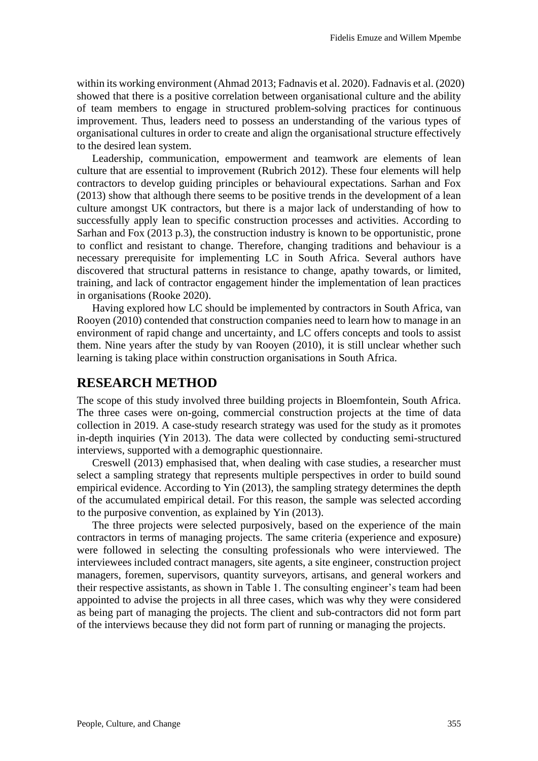within its working environment (Ahmad 2013; Fadnavis et al. 2020). Fadnavis et al. (2020) showed that there is a positive correlation between organisational culture and the ability of team members to engage in structured problem-solving practices for continuous improvement. Thus, leaders need to possess an understanding of the various types of organisational cultures in order to create and align the organisational structure effectively to the desired lean system.

Leadership, communication, empowerment and teamwork are elements of lean culture that are essential to improvement (Rubrich 2012). These four elements will help contractors to develop guiding principles or behavioural expectations. Sarhan and Fox (2013) show that although there seems to be positive trends in the development of a lean culture amongst UK contractors, but there is a major lack of understanding of how to successfully apply lean to specific construction processes and activities. According to Sarhan and Fox (2013 p.3), the construction industry is known to be opportunistic, prone to conflict and resistant to change. Therefore, changing traditions and behaviour is a necessary prerequisite for implementing LC in South Africa. Several authors have discovered that structural patterns in resistance to change, apathy towards, or limited, training, and lack of contractor engagement hinder the implementation of lean practices in organisations (Rooke 2020).

Having explored how LC should be implemented by contractors in South Africa, van Rooyen (2010) contended that construction companies need to learn how to manage in an environment of rapid change and uncertainty, and LC offers concepts and tools to assist them. Nine years after the study by van Rooyen (2010), it is still unclear whether such learning is taking place within construction organisations in South Africa.

## RESEARCH METHOD

The scope of this study involved three building projects in Bloemfontein, South Africa. The three cases were on-going, commercial construction projects at the time of data collection in 2019. A case-study research strategy was used for the study as it promotes in-depth inquiries (Yin 2013). The data were collected by conducting semi-structured interviews, supported with a demographic questionnaire.

Creswell (2013) emphasised that, when dealing with case studies, a researcher must select a sampling strategy that represents multiple perspectives in order to build sound empirical evidence. According to Yin (2013), the sampling strategy determines the depth of the accumulated empirical detail. For this reason, the sample was selected according to the purposive convention, as explained by Yin (2013).

The three projects were selected purposively, based on the experience of the main contractors in terms of managing projects. The same criteria (experience and exposure) were followed in selecting the consulting professionals who were interviewed. The interviewees included contract managers, site agents, a site engineer, construction project managers, foremen, supervisors, quantity surveyors, artisans, and general workers and their respective assistants, as shown in Table 1. The consulting engineer's team had been appointed to advise the projects in all three cases, which was why they were considered as being part of managing the projects. The client and sub-contractors did not form part of the interviews because they did not form part of running or managing the projects.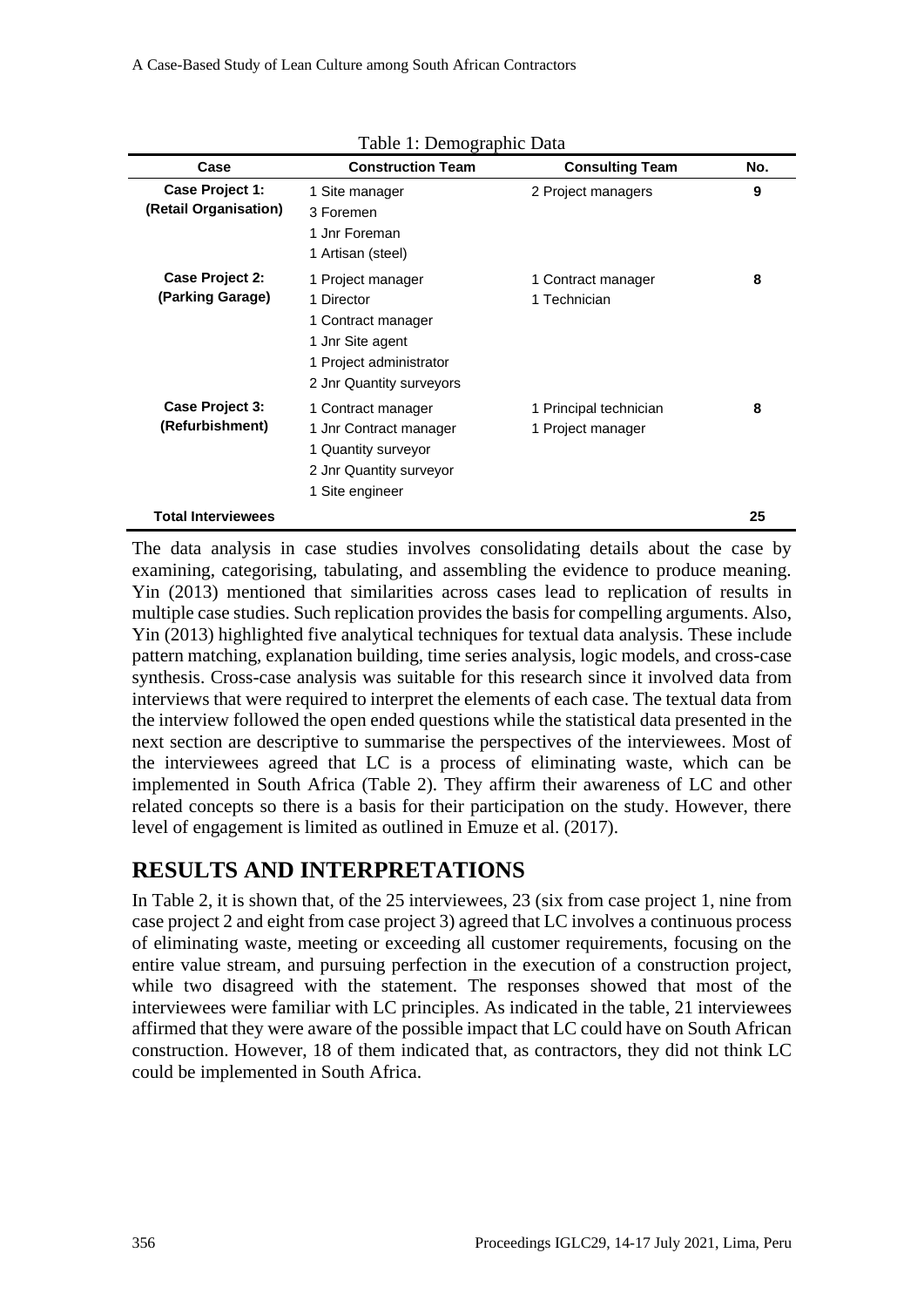Table 1: Demographic Data

| Case | Construction Team | Consulting Team | No. |
|---|---|---|---|
| **Case Project 1: (Retail Organisation)** | 1 Site manager<br>3 Foremen<br>1 Jnr Foreman<br>1 Artisan (steel) | 2 Project managers | **9** |
| **Case Project 2: (Parking Garage)** | 1 Project manager<br>1 Director<br>1 Contract manager<br>1 Jnr Site agent<br>1 Project administrator<br>2 Jnr Quantity surveyors | 1 Contract manager<br>1 Technician | **8** |
| **Case Project 3: (Refurbishment)** | 1 Contract manager<br>1 Jnr Contract manager<br>1 Quantity surveyor<br>2 Jnr Quantity surveyor<br>1 Site engineer | 1 Principal technician<br>1 Project manager | **8** |
| **Total Interviewees** | | | **25** |

The data analysis in case studies involves consolidating details about the case by examining, categorising, tabulating, and assembling the evidence to produce meaning. Yin (2013) mentioned that similarities across cases lead to replication of results in multiple case studies. Such replication provides the basis for compelling arguments. Also, Yin (2013) highlighted five analytical techniques for textual data analysis. These include pattern matching, explanation building, time series analysis, logic models, and cross-case synthesis. Cross-case analysis was suitable for this research since it involved data from interviews that were required to interpret the elements of each case. The textual data from the interview followed the open ended questions while the statistical data presented in the next section are descriptive to summarise the perspectives of the interviewees. Most of the interviewees agreed that LC is a process of eliminating waste, which can be implemented in South Africa (Table 2). They affirm their awareness of LC and other related concepts so there is a basis for their participation on the study. However, there level of engagement is limited as outlined in Emuze et al. (2017).

## RESULTS AND INTERPRETATIONS

In Table 2, it is shown that, of the 25 interviewees, 23 (six from case project 1, nine from case project 2 and eight from case project 3) agreed that LC involves a continuous process of eliminating waste, meeting or exceeding all customer requirements, focusing on the entire value stream, and pursuing perfection in the execution of a construction project, while two disagreed with the statement. The responses showed that most of the interviewees were familiar with LC principles. As indicated in the table, 21 interviewees affirmed that they were aware of the possible impact that LC could have on South African construction. However, 18 of them indicated that, as contractors, they did not think LC could be implemented in South Africa.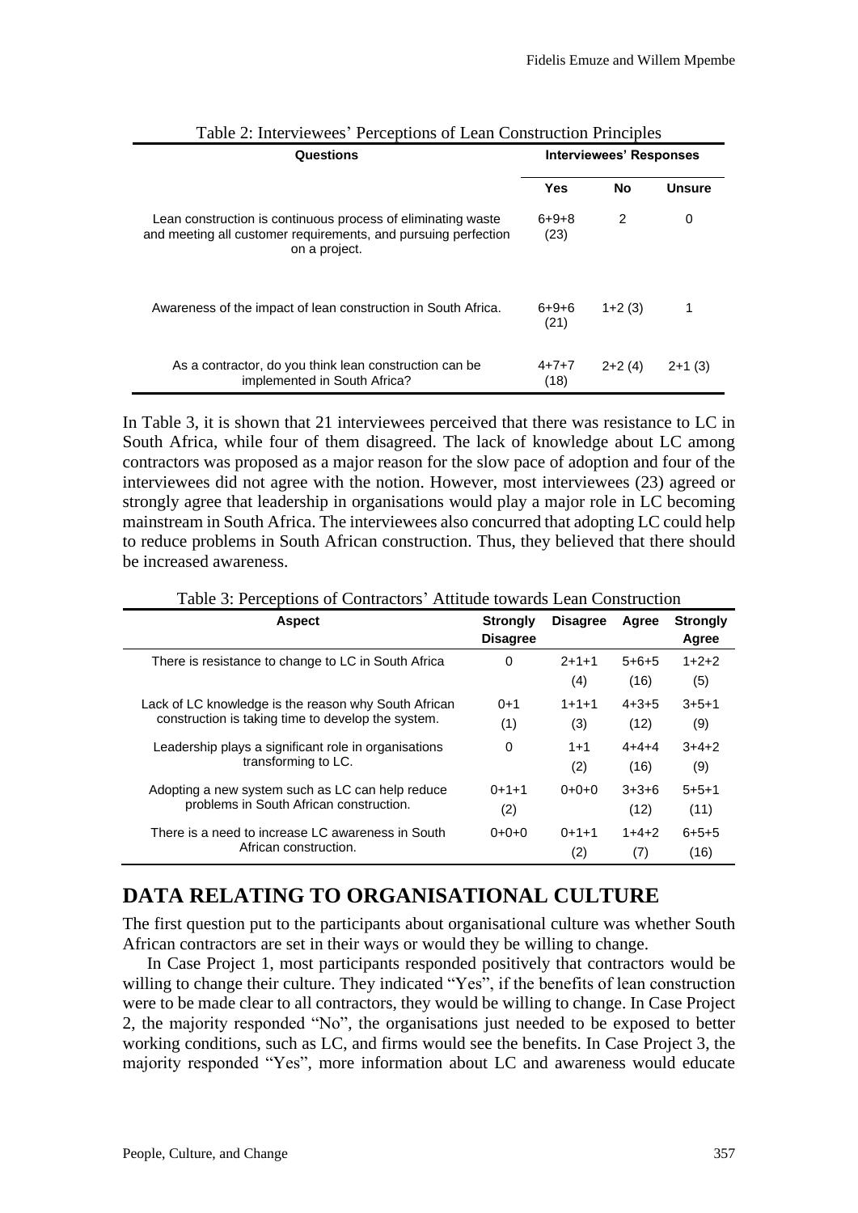Table 2: Interviewees' Perceptions of Lean Construction Principles

| Questions | Interviewees' Responses | | |
|---|---|---|---|
| | Yes | No | Unsure |
| Lean construction is continuous process of eliminating waste and meeting all customer requirements, and pursuing perfection on a project. | 6+9+8 (23) | 2 | 0 |
| Awareness of the impact of lean construction in South Africa. | 6+9+6 (21) | 1+2 (3) | 1 |
| As a contractor, do you think lean construction can be implemented in South Africa? | 4+7+7 (18) | 2+2 (4) | 2+1 (3) |

In Table 3, it is shown that 21 interviewees perceived that there was resistance to LC in South Africa, while four of them disagreed. The lack of knowledge about LC among contractors was proposed as a major reason for the slow pace of adoption and four of the interviewees did not agree with the notion. However, most interviewees (23) agreed or strongly agree that leadership in organisations would play a major role in LC becoming mainstream in South Africa. The interviewees also concurred that adopting LC could help to reduce problems in South African construction. Thus, they believed that there should be increased awareness.

Table 3: Perceptions of Contractors' Attitude towards Lean Construction

| Aspect | Strongly Disagree | Disagree | Agree | Strongly Agree |
|---|---|---|---|---|
| There is resistance to change to LC in South Africa | 0 | 2+1+1 (4) | 5+6+5 (16) | 1+2+2 (5) |
| Lack of LC knowledge is the reason why South African construction is taking time to develop the system. | 0+1 (1) | 1+1+1 (3) | 4+3+5 (12) | 3+5+1 (9) |
| Leadership plays a significant role in organisations transforming to LC. | 0 | 1+1 (2) | 4+4+4 (16) | 3+4+2 (9) |
| Adopting a new system such as LC can help reduce problems in South African construction. | 0+1+1 (2) | 0+0+0 | 3+3+6 (12) | 5+5+1 (11) |
| There is a need to increase LC awareness in South African construction. | 0+0+0 | 0+1+1 (2) | 1+4+2 (7) | 6+5+5 (16) |

## DATA RELATING TO ORGANISATIONAL CULTURE

The first question put to the participants about organisational culture was whether South African contractors are set in their ways or would they be willing to change.

In Case Project 1, most participants responded positively that contractors would be willing to change their culture. They indicated "Yes", if the benefits of lean construction were to be made clear to all contractors, they would be willing to change. In Case Project 2, the majority responded "No", the organisations just needed to be exposed to better working conditions, such as LC, and firms would see the benefits. In Case Project 3, the majority responded "Yes", more information about LC and awareness would educate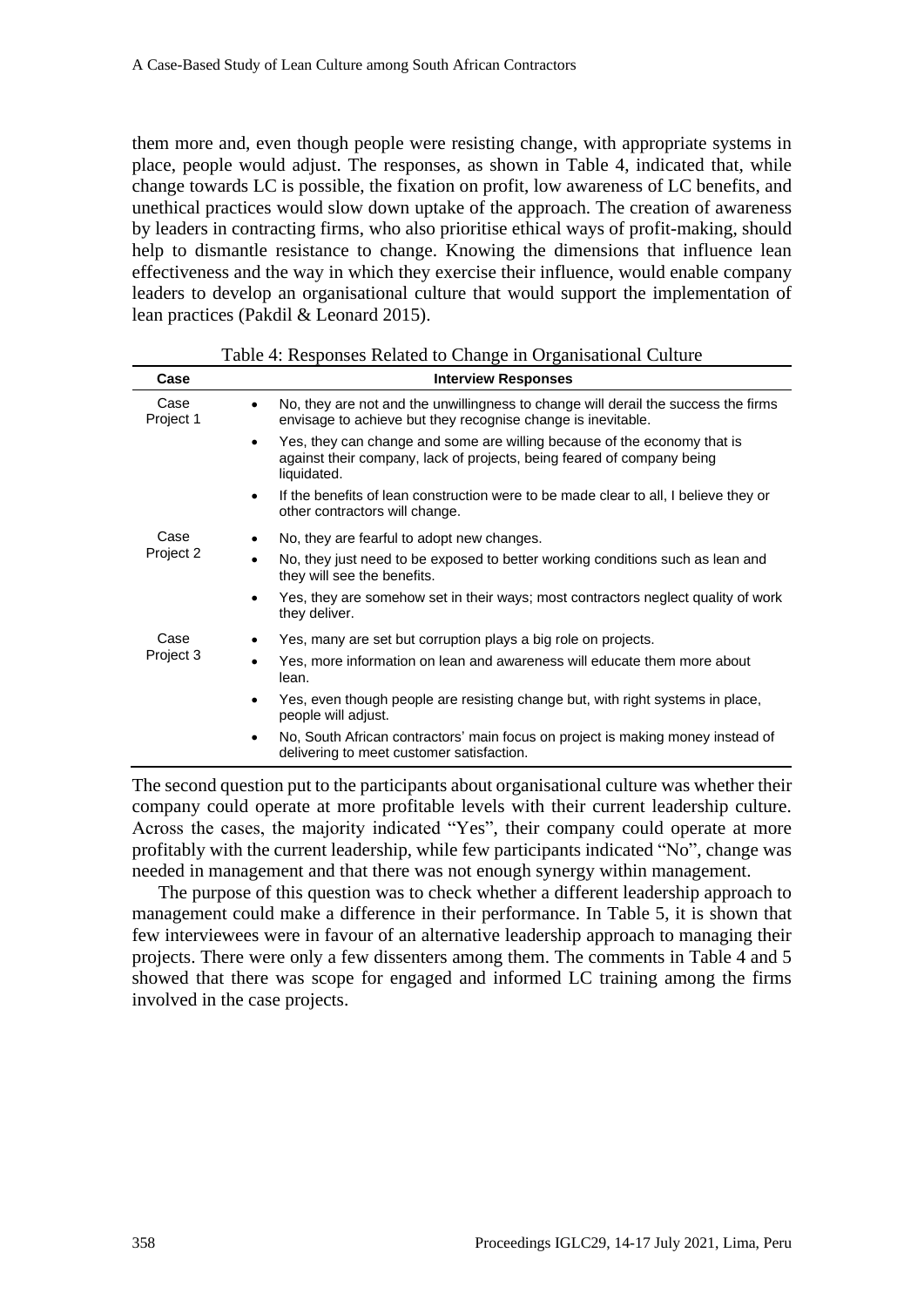them more and, even though people were resisting change, with appropriate systems in place, people would adjust. The responses, as shown in Table 4, indicated that, while change towards LC is possible, the fixation on profit, low awareness of LC benefits, and unethical practices would slow down uptake of the approach. The creation of awareness by leaders in contracting firms, who also prioritise ethical ways of profit-making, should help to dismantle resistance to change. Knowing the dimensions that influence lean effectiveness and the way in which they exercise their influence, would enable company leaders to develop an organisational culture that would support the implementation of lean practices (Pakdil & Leonard 2015).

Table 4: Responses Related to Change in Organisational Culture

| Case | Interview Responses |
|---|---|
| Case Project 1 | • No, they are not and the unwillingness to change will derail the success the firms envisage to achieve but they recognise change is inevitable. |
| | • Yes, they can change and some are willing because of the economy that is against their company, lack of projects, being feared of company being liquidated. |
| | • If the benefits of lean construction were to be made clear to all, I believe they or other contractors will change. |
| Case Project 2 | • No, they are fearful to adopt new changes. |
| | • No, they just need to be exposed to better working conditions such as lean and they will see the benefits. |
| | • Yes, they are somehow set in their ways; most contractors neglect quality of work they deliver. |
| Case Project 3 | • Yes, many are set but corruption plays a big role on projects. |
| | • Yes, more information on lean and awareness will educate them more about lean. |
| | • Yes, even though people are resisting change but, with right systems in place, people will adjust. |
| | • No, South African contractors' main focus on project is making money instead of delivering to meet customer satisfaction. |

The second question put to the participants about organisational culture was whether their company could operate at more profitable levels with their current leadership culture. Across the cases, the majority indicated "Yes", their company could operate at more profitably with the current leadership, while few participants indicated "No", change was needed in management and that there was not enough synergy within management.

The purpose of this question was to check whether a different leadership approach to management could make a difference in their performance. In Table 5, it is shown that few interviewees were in favour of an alternative leadership approach to managing their projects. There were only a few dissenters among them. The comments in Table 4 and 5 showed that there was scope for engaged and informed LC training among the firms involved in the case projects.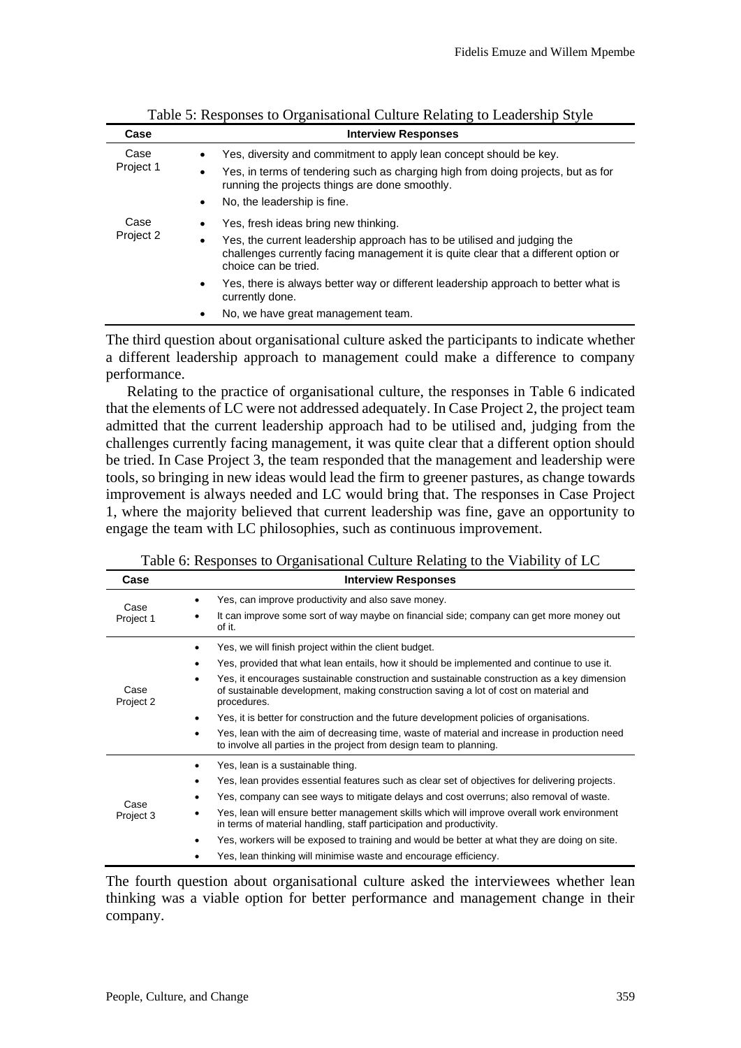Table 5: Responses to Organisational Culture Relating to Leadership Style

| Case | Interview Responses |
|---|---|
| Case Project 1 | • Yes, diversity and commitment to apply lean concept should be key.<br>• Yes, in terms of tendering such as charging high from doing projects, but as for running the projects things are done smoothly.<br>• No, the leadership is fine. |
| Case Project 2 | • Yes, fresh ideas bring new thinking.<br>• Yes, the current leadership approach has to be utilised and judging the challenges currently facing management it is quite clear that a different option or choice can be tried.<br>• Yes, there is always better way or different leadership approach to better what is currently done.<br>• No, we have great management team. |

The third question about organisational culture asked the participants to indicate whether a different leadership approach to management could make a difference to company performance.

Relating to the practice of organisational culture, the responses in Table 6 indicated that the elements of LC were not addressed adequately. In Case Project 2, the project team admitted that the current leadership approach had to be utilised and, judging from the challenges currently facing management, it was quite clear that a different option should be tried. In Case Project 3, the team responded that the management and leadership were tools, so bringing in new ideas would lead the firm to greener pastures, as change towards improvement is always needed and LC would bring that. The responses in Case Project 1, where the majority believed that current leadership was fine, gave an opportunity to engage the team with LC philosophies, such as continuous improvement.

Table 6: Responses to Organisational Culture Relating to the Viability of LC

| Case | Interview Responses |
|---|---|
| Case Project 1 | • Yes, can improve productivity and also save money.<br>• It can improve some sort of way maybe on financial side; company can get more money out of it. |
| Case Project 2 | • Yes, we will finish project within the client budget.<br>• Yes, provided that what lean entails, how it should be implemented and continue to use it.<br>• Yes, it encourages sustainable construction and sustainable construction as a key dimension of sustainable development, making construction saving a lot of cost on material and procedures.<br>• Yes, it is better for construction and the future development policies of organisations.<br>• Yes, lean with the aim of decreasing time, waste of material and increase in production need to involve all parties in the project from design team to planning. |
| Case Project 3 | • Yes, lean is a sustainable thing.<br>• Yes, lean provides essential features such as clear set of objectives for delivering projects.<br>• Yes, company can see ways to mitigate delays and cost overruns; also removal of waste.<br>• Yes, lean will ensure better management skills which will improve overall work environment in terms of material handling, staff participation and productivity.<br>• Yes, workers will be exposed to training and would be better at what they are doing on site.<br>• Yes, lean thinking will minimise waste and encourage efficiency. |

The fourth question about organisational culture asked the interviewees whether lean thinking was a viable option for better performance and management change in their company.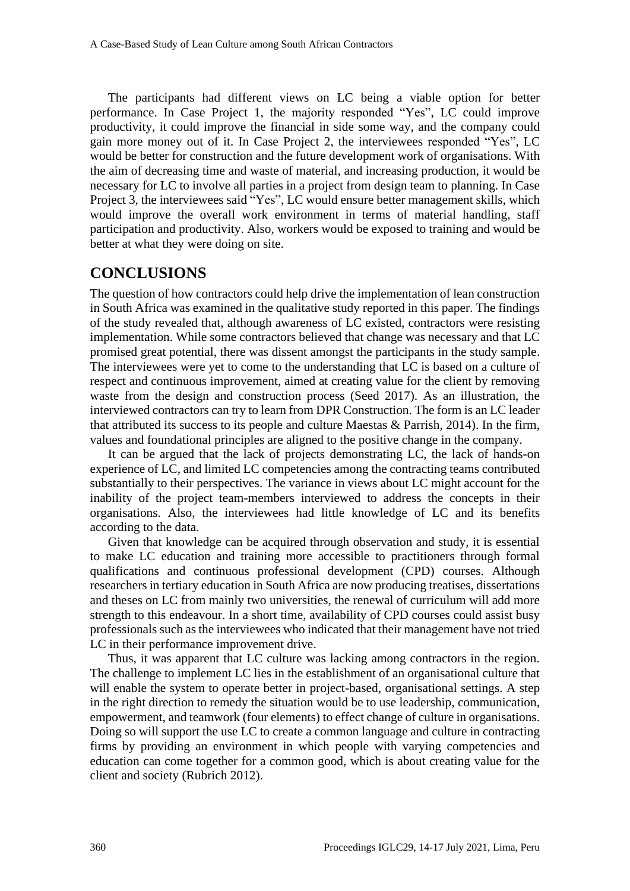The participants had different views on LC being a viable option for better performance. In Case Project 1, the majority responded "Yes", LC could improve productivity, it could improve the financial in side some way, and the company could gain more money out of it. In Case Project 2, the interviewees responded "Yes", LC would be better for construction and the future development work of organisations. With the aim of decreasing time and waste of material, and increasing production, it would be necessary for LC to involve all parties in a project from design team to planning. In Case Project 3, the interviewees said "Yes", LC would ensure better management skills, which would improve the overall work environment in terms of material handling, staff participation and productivity. Also, workers would be exposed to training and would be better at what they were doing on site.

## CONCLUSIONS

The question of how contractors could help drive the implementation of lean construction in South Africa was examined in the qualitative study reported in this paper. The findings of the study revealed that, although awareness of LC existed, contractors were resisting implementation. While some contractors believed that change was necessary and that LC promised great potential, there was dissent amongst the participants in the study sample. The interviewees were yet to come to the understanding that LC is based on a culture of respect and continuous improvement, aimed at creating value for the client by removing waste from the design and construction process (Seed 2017). As an illustration, the interviewed contractors can try to learn from DPR Construction. The form is an LC leader that attributed its success to its people and culture Maestas & Parrish, 2014). In the firm, values and foundational principles are aligned to the positive change in the company.

It can be argued that the lack of projects demonstrating LC, the lack of hands-on experience of LC, and limited LC competencies among the contracting teams contributed substantially to their perspectives. The variance in views about LC might account for the inability of the project team-members interviewed to address the concepts in their organisations. Also, the interviewees had little knowledge of LC and its benefits according to the data.

Given that knowledge can be acquired through observation and study, it is essential to make LC education and training more accessible to practitioners through formal qualifications and continuous professional development (CPD) courses. Although researchers in tertiary education in South Africa are now producing treatises, dissertations and theses on LC from mainly two universities, the renewal of curriculum will add more strength to this endeavour. In a short time, availability of CPD courses could assist busy professionals such as the interviewees who indicated that their management have not tried LC in their performance improvement drive.

Thus, it was apparent that LC culture was lacking among contractors in the region. The challenge to implement LC lies in the establishment of an organisational culture that will enable the system to operate better in project-based, organisational settings. A step in the right direction to remedy the situation would be to use leadership, communication, empowerment, and teamwork (four elements) to effect change of culture in organisations. Doing so will support the use LC to create a common language and culture in contracting firms by providing an environment in which people with varying competencies and education can come together for a common good, which is about creating value for the client and society (Rubrich 2012).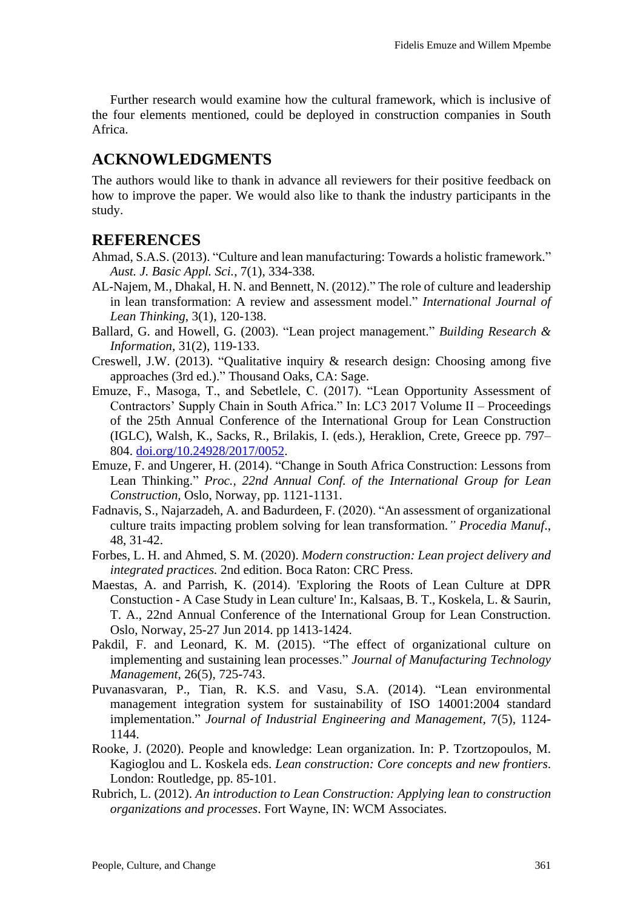Further research would examine how the cultural framework, which is inclusive of the four elements mentioned, could be deployed in construction companies in South Africa.

## ACKNOWLEDGMENTS

The authors would like to thank in advance all reviewers for their positive feedback on how to improve the paper. We would also like to thank the industry participants in the study.

## REFERENCES

Ahmad, S.A.S. (2013). "Culture and lean manufacturing: Towards a holistic framework." *Aust. J. Basic Appl. Sci.*, 7(1), 334-338.

AL-Najem, M., Dhakal, H. N. and Bennett, N. (2012)." The role of culture and leadership in lean transformation: A review and assessment model." *International Journal of Lean Thinking*, 3(1), 120-138.

Ballard, G. and Howell, G. (2003). "Lean project management." *Building Research & Information,* 31(2), 119-133.

Creswell, J.W. (2013). "Qualitative inquiry & research design: Choosing among five approaches (3rd ed.)." Thousand Oaks, CA: Sage.

Emuze, F., Masoga, T., and Sebtelele, C. (2017). "Lean Opportunity Assessment of Contractors' Supply Chain in South Africa." In: LC3 2017 Volume II – Proceedings of the 25th Annual Conference of the International Group for Lean Construction (IGLC), Walsh, K., Sacks, R., Brilakis, I. (eds.), Heraklion, Crete, Greece pp. 797–804. doi.org/10.24928/2017/0052.

Emuze, F. and Ungerer, H. (2014). "Change in South Africa Construction: Lessons from Lean Thinking." *Proc., 22nd Annual Conf. of the International Group for Lean Construction,* Oslo, Norway, pp. 1121-1131.

Fadnavis, S., Najarzadeh, A. and Badurdeen, F. (2020). "An assessment of organizational culture traits impacting problem solving for lean transformation.*" Procedia Manuf.*, 48, 31-42.

Forbes, L. H. and Ahmed, S. M. (2020). *Modern construction: Lean project delivery and integrated practices.* 2nd edition. Boca Raton: CRC Press.

Maestas, A. and Parrish, K. (2014). 'Exploring the Roots of Lean Culture at DPR Constuction - A Case Study in Lean culture' In:, Kalsaas, B. T., Koskela, L. & Saurin, T. A., 22nd Annual Conference of the International Group for Lean Construction. Oslo, Norway, 25-27 Jun 2014. pp 1413-1424.

Pakdil, F. and Leonard, K. M. (2015). "The effect of organizational culture on implementing and sustaining lean processes." *Journal of Manufacturing Technology Management*, 26(5), 725-743.

Puvanasvaran, P., Tian, R. K.S. and Vasu, S.A. (2014). "Lean environmental management integration system for sustainability of ISO 14001:2004 standard implementation." *Journal of Industrial Engineering and Management*, 7(5), 1124-1144.

Rooke, J. (2020). People and knowledge: Lean organization. In: P. Tzortzopoulos, M. Kagioglou and L. Koskela eds. *Lean construction: Core concepts and new frontiers*. London: Routledge, pp. 85-101.

Rubrich, L. (2012). *An introduction to Lean Construction: Applying lean to construction organizations and processes*. Fort Wayne, IN: WCM Associates.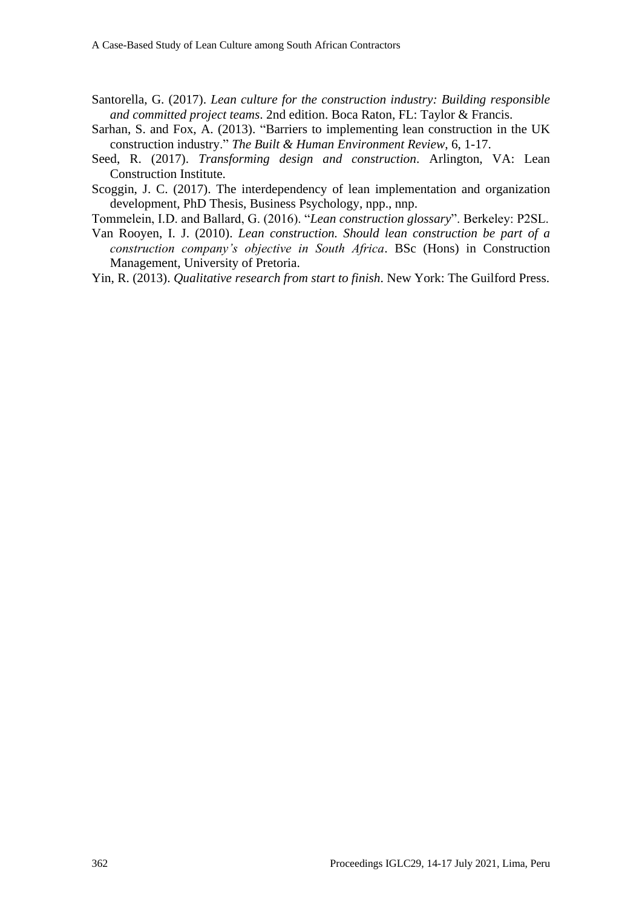Santorella, G. (2017). *Lean culture for the construction industry: Building responsible and committed project teams*. 2nd edition. Boca Raton, FL: Taylor & Francis.

Sarhan, S. and Fox, A. (2013). "Barriers to implementing lean construction in the UK construction industry." *The Built & Human Environment Review*, 6, 1-17.

Seed, R. (2017). *Transforming design and construction*. Arlington, VA: Lean Construction Institute.

Scoggin, J. C. (2017). The interdependency of lean implementation and organization development, PhD Thesis, Business Psychology, npp., nnp.

Tommelein, I.D. and Ballard, G. (2016). "*Lean construction glossary*". Berkeley: P2SL.

Van Rooyen, I. J. (2010). *Lean construction. Should lean construction be part of a construction company's objective in South Africa*. BSc (Hons) in Construction Management, University of Pretoria.

Yin, R. (2013). *Qualitative research from start to finish*. New York: The Guilford Press.